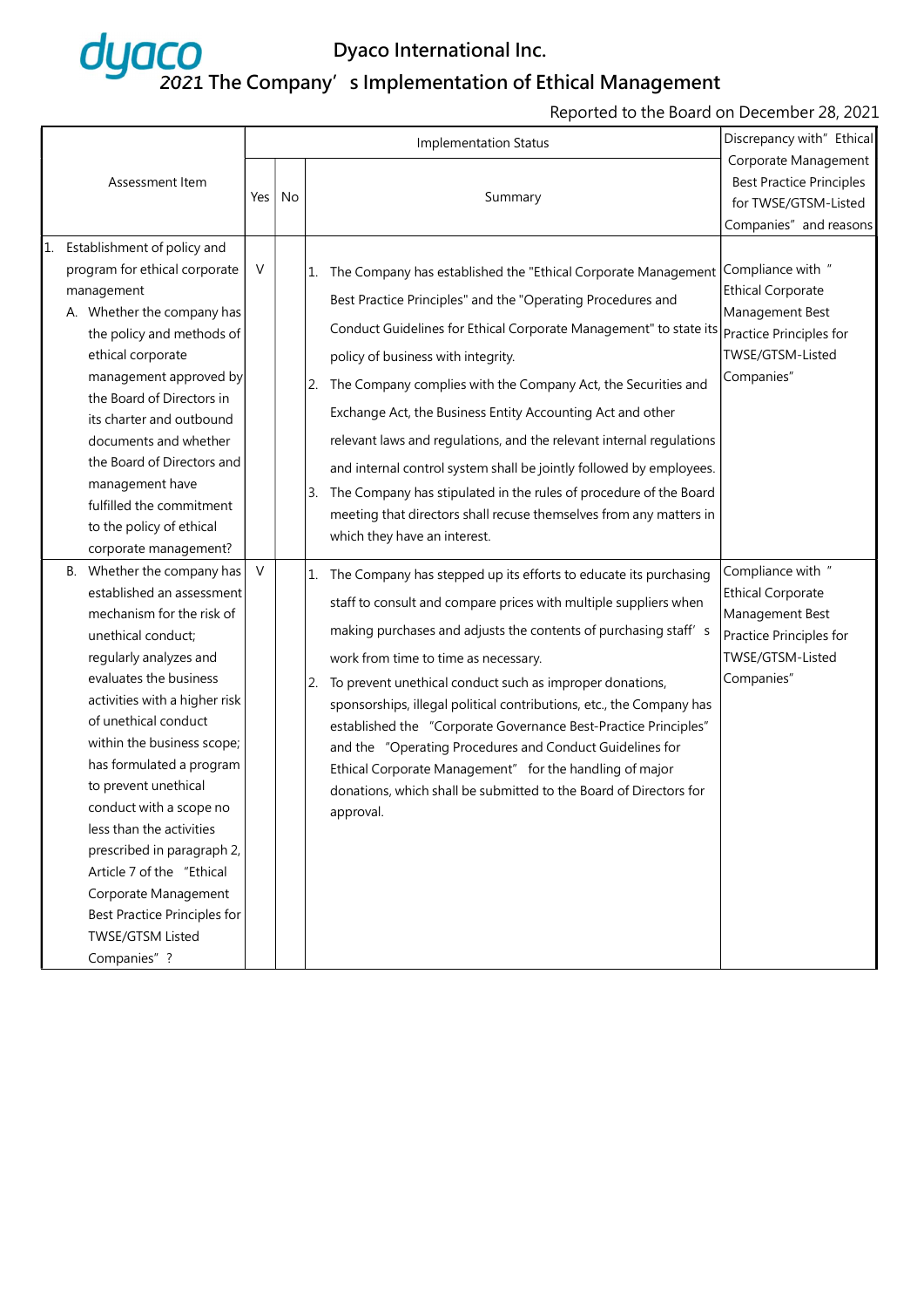# Dyaco International Inc.

## 2021 The Company's Implementation of Ethical Management

Reported to the Board on December 28, 2021

| Assessment Item | Implementation Status | | | Discrepancy with" Ethical Corporate Management Best Practice Principles for TWSE/GTSM-Listed Companies" and reasons |
|---|---|---|---|---|
| | Yes | No | Summary | |
| 1. Establishment of policy and program for ethical corporate management<br>A. Whether the company has the policy and methods of ethical corporate management approved by the Board of Directors in its charter and outbound documents and whether the Board of Directors and management have fulfilled the commitment to the policy of ethical corporate management? | V | | 1. The Company has established the "Ethical Corporate Management Best Practice Principles" and the "Operating Procedures and Conduct Guidelines for Ethical Corporate Management" to state its policy of business with integrity.<br>2. The Company complies with the Company Act, the Securities and Exchange Act, the Business Entity Accounting Act and other relevant laws and regulations, and the relevant internal regulations and internal control system shall be jointly followed by employees.<br>3. The Company has stipulated in the rules of procedure of the Board meeting that directors shall recuse themselves from any matters in which they have an interest. | Compliance with " Ethical Corporate Management Best Practice Principles for TWSE/GTSM-Listed Companies" |
| B. Whether the company has established an assessment mechanism for the risk of unethical conduct; regularly analyzes and evaluates the business activities with a higher risk of unethical conduct within the business scope; has formulated a program to prevent unethical conduct with a scope no less than the activities prescribed in paragraph 2, Article 7 of the "Ethical Corporate Management Best Practice Principles for TWSE/GTSM Listed Companies"? | V | | 1. The Company has stepped up its efforts to educate its purchasing staff to consult and compare prices with multiple suppliers when making purchases and adjusts the contents of purchasing staff's work from time to time as necessary.<br>2. To prevent unethical conduct such as improper donations, sponsorships, illegal political contributions, etc., the Company has established the "Corporate Governance Best-Practice Principles" and the "Operating Procedures and Conduct Guidelines for Ethical Corporate Management" for the handling of major donations, which shall be submitted to the Board of Directors for approval. | Compliance with " Ethical Corporate Management Best Practice Principles for TWSE/GTSM-Listed Companies" |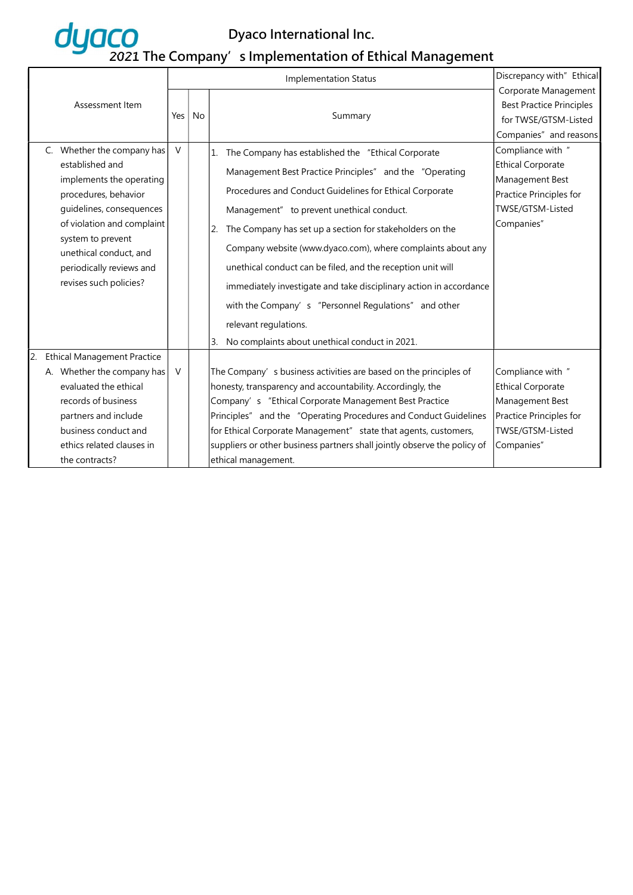# Dyaco International Inc.

## 2021 The Company' s Implementation of Ethical Management

| Assessment Item | Implementation Status | | | Discrepancy with" Ethical Corporate Management Best Practice Principles for TWSE/GTSM-Listed Companies" and reasons |
|---|---|---|---|---|
| | Yes | No | Summary | |
| C. Whether the company has established and implements the operating procedures, behavior guidelines, consequences of violation and complaint system to prevent unethical conduct, and periodically reviews and revises such policies? | V | | 1. The Company has established the "Ethical Corporate Management Best Practice Principles" and the "Operating Procedures and Conduct Guidelines for Ethical Corporate Management" to prevent unethical conduct.<br>2. The Company has set up a section for stakeholders on the Company website (www.dyaco.com), where complaints about any unethical conduct can be filed, and the reception unit will immediately investigate and take disciplinary action in accordance with the Company' s "Personnel Regulations" and other relevant regulations.<br>3. No complaints about unethical conduct in 2021. | Compliance with " Ethical Corporate Management Best Practice Principles for TWSE/GTSM-Listed Companies" |
| 2. Ethical Management Practice<br>A. Whether the company has evaluated the ethical records of business partners and include business conduct and ethics related clauses in the contracts? | V | | The Company' s business activities are based on the principles of honesty, transparency and accountability. Accordingly, the Company' s "Ethical Corporate Management Best Practice Principles" and the "Operating Procedures and Conduct Guidelines for Ethical Corporate Management" state that agents, customers, suppliers or other business partners shall jointly observe the policy of ethical management. | Compliance with " Ethical Corporate Management Best Practice Principles for TWSE/GTSM-Listed Companies" |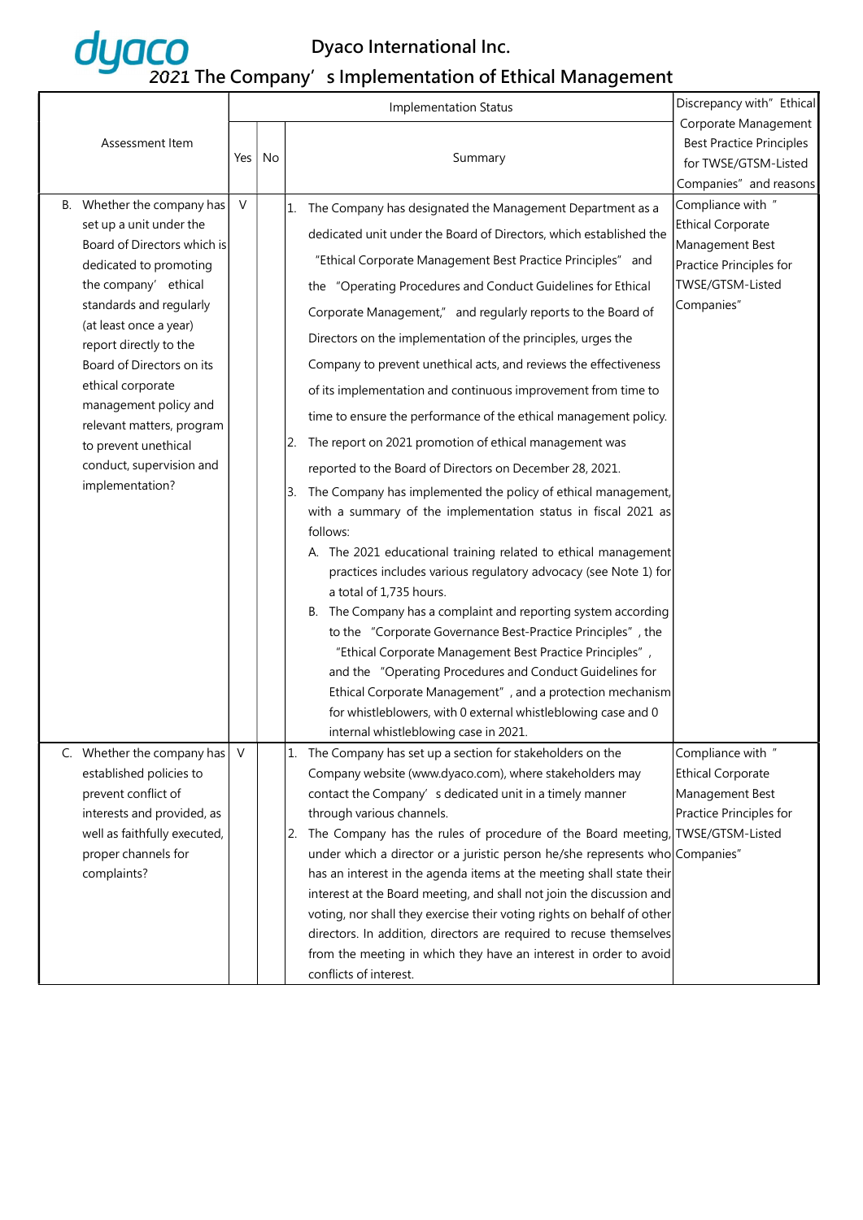# Dyaco International Inc.

## 2021 The Company's Implementation of Ethical Management

| Assessment Item | Implementation Status | | | Discrepancy with "Ethical Corporate Management Best Practice Principles for TWSE/GTSM-Listed Companies" and reasons |
|---|---|---|---|---|
| | Yes | No | Summary | |
| B. Whether the company has set up a unit under the Board of Directors which is dedicated to promoting the company' ethical standards and regularly (at least once a year) report directly to the Board of Directors on its ethical corporate management policy and relevant matters, program to prevent unethical conduct, supervision and implementation? | V | | 1. The Company has designated the Management Department as a dedicated unit under the Board of Directors, which established the "Ethical Corporate Management Best Practice Principles" and the "Operating Procedures and Conduct Guidelines for Ethical Corporate Management," and regularly reports to the Board of Directors on the implementation of the principles, urges the Company to prevent unethical acts, and reviews the effectiveness of its implementation and continuous improvement from time to time to ensure the performance of the ethical management policy.<br>2. The report on 2021 promotion of ethical management was reported to the Board of Directors on December 28, 2021.<br>3. The Company has implemented the policy of ethical management, with a summary of the implementation status in fiscal 2021 as follows:<br>A. The 2021 educational training related to ethical management practices includes various regulatory advocacy (see Note 1) for a total of 1,735 hours.<br>B. The Company has a complaint and reporting system according to the "Corporate Governance Best-Practice Principles", the "Ethical Corporate Management Best Practice Principles", and the "Operating Procedures and Conduct Guidelines for Ethical Corporate Management", and a protection mechanism for whistleblowers, with 0 external whistleblowing case and 0 internal whistleblowing case in 2021. | Compliance with "Ethical Corporate Management Best Practice Principles for TWSE/GTSM-Listed Companies" |
| C. Whether the company has established policies to prevent conflict of interests and provided, as well as faithfully executed, proper channels for complaints? | V | | 1. The Company has set up a section for stakeholders on the Company website (www.dyaco.com), where stakeholders may contact the Company's dedicated unit in a timely manner through various channels.<br>2. The Company has the rules of procedure of the Board meeting, under which a director or a juristic person he/she represents who has an interest in the agenda items at the meeting shall state their interest at the Board meeting, and shall not join the discussion and voting, nor shall they exercise their voting rights on behalf of other directors. In addition, directors are required to recuse themselves from the meeting in which they have an interest in order to avoid conflicts of interest. | Compliance with "Ethical Corporate Management Best Practice Principles for TWSE/GTSM-Listed Companies" |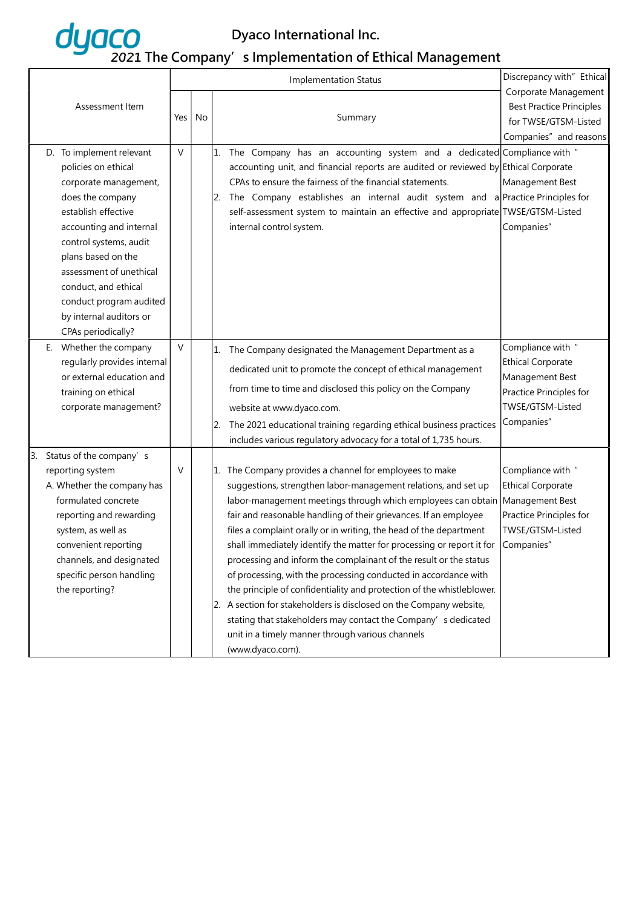# Dyaco International Inc.

## 2021 The Company's Implementation of Ethical Management

| Assessment Item | Implementation Status | | | Discrepancy with" Ethical Corporate Management Best Practice Principles for TWSE/GTSM-Listed Companies" and reasons |
|---|---|---|---|---|
| | Yes | No | Summary | |
| D. To implement relevant policies on ethical corporate management, does the company establish effective accounting and internal control systems, audit plans based on the assessment of unethical conduct, and ethical conduct program audited by internal auditors or CPAs periodically? | V | | 1. The Company has an accounting system and a dedicated accounting unit, and financial reports are audited or reviewed by CPAs to ensure the fairness of the financial statements.<br>2. The Company establishes an internal audit system and a self-assessment system to maintain an effective and appropriate internal control system. | Compliance with " Ethical Corporate Management Best Practice Principles for TWSE/GTSM-Listed Companies" |
| E. Whether the company regularly provides internal or external education and training on ethical corporate management? | V | | 1. The Company designated the Management Department as a dedicated unit to promote the concept of ethical management from time to time and disclosed this policy on the Company website at www.dyaco.com.<br>2. The 2021 educational training regarding ethical business practices includes various regulatory advocacy for a total of 1,735 hours. | Compliance with " Ethical Corporate Management Best Practice Principles for TWSE/GTSM-Listed Companies" |
| 3. Status of the company's reporting system<br>A. Whether the company has formulated concrete reporting and rewarding system, as well as convenient reporting channels, and designated specific person handling the reporting? | V | | 1. The Company provides a channel for employees to make suggestions, strengthen labor-management relations, and set up labor-management meetings through which employees can obtain fair and reasonable handling of their grievances. If an employee files a complaint orally or in writing, the head of the department shall immediately identify the matter for processing or report it for processing and inform the complainant of the result or the status of processing, with the processing conducted in accordance with the principle of confidentiality and protection of the whistleblower.<br>2. A section for stakeholders is disclosed on the Company website, stating that stakeholders may contact the Company's dedicated unit in a timely manner through various channels (www.dyaco.com). | Compliance with " Ethical Corporate Management Best Practice Principles for TWSE/GTSM-Listed Companies" |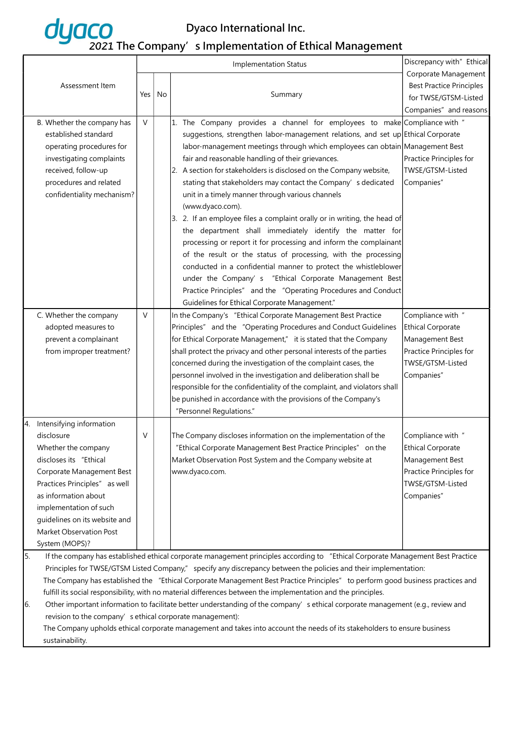# Dyaco International Inc.

## 2021 The Company's Implementation of Ethical Management

| Assessment Item | Implementation Status | | | Discrepancy with" Ethical Corporate Management Best Practice Principles for TWSE/GTSM-Listed Companies" and reasons |
|---|---|---|---|---|
| | Yes | No | Summary | |
| B. Whether the company has established standard operating procedures for investigating complaints received, follow-up procedures and related confidentiality mechanism? | V | | 1. The Company provides a channel for employees to make suggestions, strengthen labor-management relations, and set up labor-management meetings through which employees can obtain fair and reasonable handling of their grievances.<br>2. A section for stakeholders is disclosed on the Company website, stating that stakeholders may contact the Company's dedicated unit in a timely manner through various channels (www.dyaco.com).<br>3. 2. If an employee files a complaint orally or in writing, the head of the department shall immediately identify the matter for processing or report it for processing and inform the complainant of the result or the status of processing, with the processing conducted in a confidential manner to protect the whistleblower under the Company's "Ethical Corporate Management Best Practice Principles" and the "Operating Procedures and Conduct Guidelines for Ethical Corporate Management." | Compliance with " Ethical Corporate Management Best Practice Principles for TWSE/GTSM-Listed Companies" |
| C. Whether the company adopted measures to prevent a complainant from improper treatment? | V | | In the Company's "Ethical Corporate Management Best Practice Principles" and the "Operating Procedures and Conduct Guidelines for Ethical Corporate Management," it is stated that the Company shall protect the privacy and other personal interests of the parties concerned during the investigation of the complaint cases, the personnel involved in the investigation and deliberation shall be responsible for the confidentiality of the complaint, and violators shall be punished in accordance with the provisions of the Company's "Personnel Regulations." | Compliance with " Ethical Corporate Management Best Practice Principles for TWSE/GTSM-Listed Companies" |
| 4. Intensifying information disclosure<br>Whether the company discloses its "Ethical Corporate Management Best Practices Principles" as well as information about implementation of such guidelines on its website and Market Observation Post System (MOPS)? | V | | The Company discloses information on the implementation of the "Ethical Corporate Management Best Practice Principles" on the Market Observation Post System and the Company website at www.dyaco.com. | Compliance with " Ethical Corporate Management Best Practice Principles for TWSE/GTSM-Listed Companies" |

5. If the company has established ethical corporate management principles according to "Ethical Corporate Management Best Practice Principles for TWSE/GTSM Listed Company," specify any discrepancy between the policies and their implementation:
   The Company has established the "Ethical Corporate Management Best Practice Principles" to perform good business practices and fulfill its social responsibility, with no material differences between the implementation and the principles.
6. Other important information to facilitate better understanding of the company's ethical corporate management (e.g., review and revision to the company's ethical corporate management):
   The Company upholds ethical corporate management and takes into account the needs of its stakeholders to ensure business sustainability.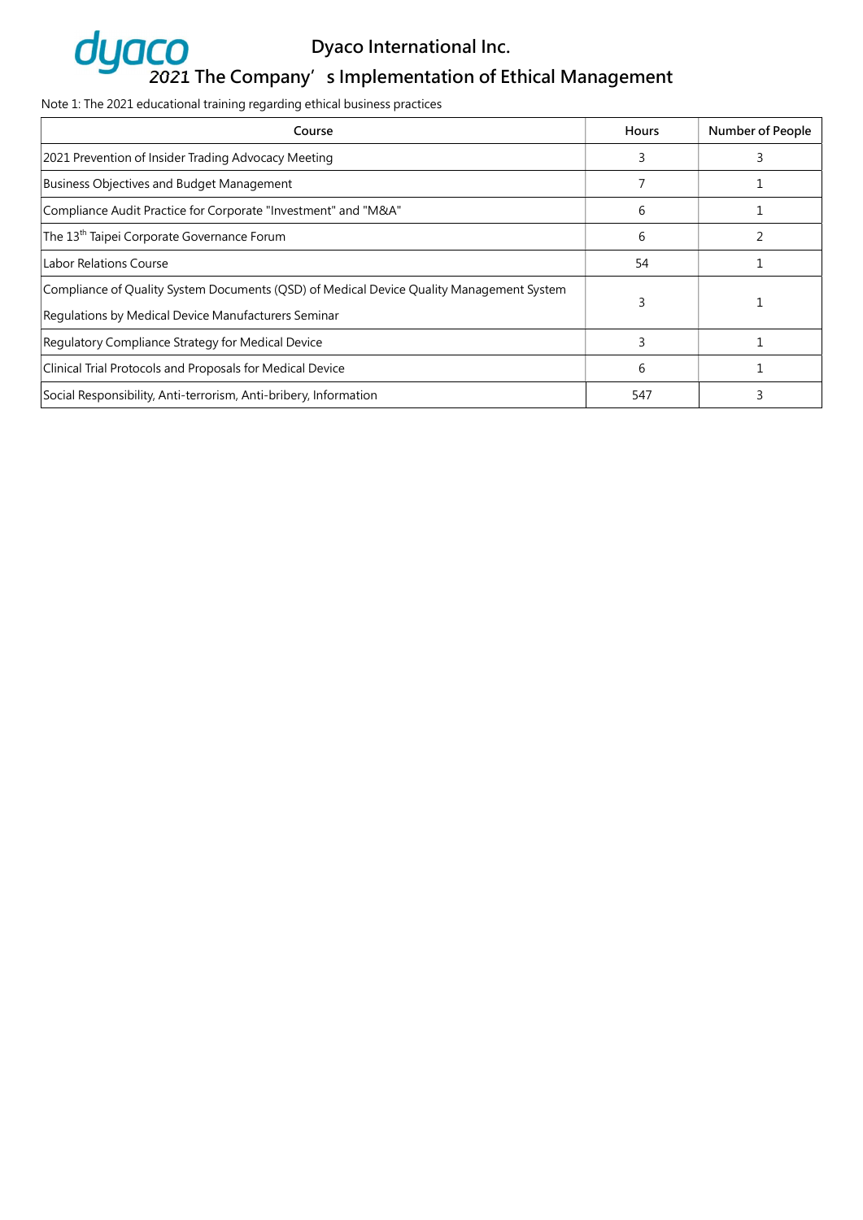# Dyaco International Inc.

## 2021 The Company's Implementation of Ethical Management

Note 1: The 2021 educational training regarding ethical business practices

| Course | Hours | Number of People |
|---|---|---|
| 2021 Prevention of Insider Trading Advocacy Meeting | 3 | 3 |
| Business Objectives and Budget Management | 7 | 1 |
| Compliance Audit Practice for Corporate "Investment" and "M&A" | 6 | 1 |
| The 13th Taipei Corporate Governance Forum | 6 | 2 |
| Labor Relations Course | 54 | 1 |
| Compliance of Quality System Documents (QSD) of Medical Device Quality Management System Regulations by Medical Device Manufacturers Seminar | 3 | 1 |
| Regulatory Compliance Strategy for Medical Device | 3 | 1 |
| Clinical Trial Protocols and Proposals for Medical Device | 6 | 1 |
| Social Responsibility, Anti-terrorism, Anti-bribery, Information | 547 | 3 |